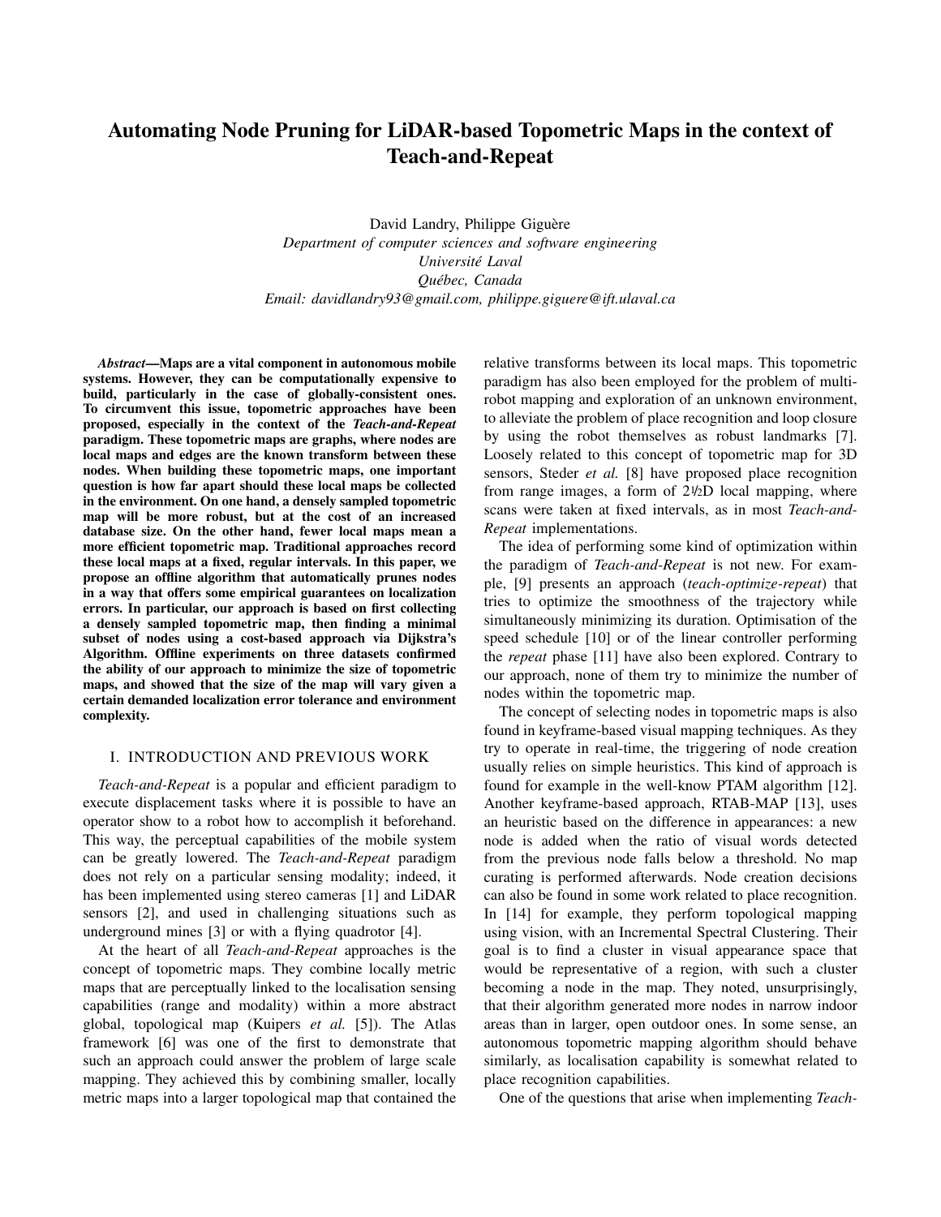# Automating Node Pruning for LiDAR-based Topometric Maps in the context of Teach-and-Repeat

David Landry, Philippe Giguère
*Department of computer sciences and software engineering*
*Université Laval*
*Québec, Canada*
*Email: davidlandry93@gmail.com, philippe.giguere@ift.ulaval.ca*

***Abstract*—Maps are a vital component in autonomous mobile systems. However, they can be computationally expensive to build, particularly in the case of globally-consistent ones. To circumvent this issue, topometric approaches have been proposed, especially in the context of the *Teach-and-Repeat* paradigm. These topometric maps are graphs, where nodes are local maps and edges are the known transform between these nodes. When building these topometric maps, one important question is how far apart should these local maps be collected in the environment. On one hand, a densely sampled topometric map will be more robust, but at the cost of an increased database size. On the other hand, fewer local maps mean a more efficient topometric map. Traditional approaches record these local maps at a fixed, regular intervals. In this paper, we propose an offline algorithm that automatically prunes nodes in a way that offers some empirical guarantees on localization errors. In particular, our approach is based on first collecting a densely sampled topometric map, then finding a minimal subset of nodes using a cost-based approach via Dijkstra's Algorithm. Offline experiments on three datasets confirmed the ability of our approach to minimize the size of topometric maps, and showed that the size of the map will vary given a certain demanded localization error tolerance and environment complexity.**

## I. Introduction and Previous Work

*Teach-and-Repeat* is a popular and efficient paradigm to execute displacement tasks where it is possible to have an operator show to a robot how to accomplish it beforehand. This way, the perceptual capabilities of the mobile system can be greatly lowered. The *Teach-and-Repeat* paradigm does not rely on a particular sensing modality; indeed, it has been implemented using stereo cameras [1] and LiDAR sensors [2], and used in challenging situations such as underground mines [3] or with a flying quadrotor [4].

At the heart of all *Teach-and-Repeat* approaches is the concept of topometric maps. They combine locally metric maps that are perceptually linked to the localisation sensing capabilities (range and modality) within a more abstract global, topological map (Kuipers *et al.* [5]). The Atlas framework [6] was one of the first to demonstrate that such an approach could answer the problem of large scale mapping. They achieved this by combining smaller, locally metric maps into a larger topological map that contained the relative transforms between its local maps. This topometric paradigm has also been employed for the problem of multi-robot mapping and exploration of an unknown environment, to alleviate the problem of place recognition and loop closure by using the robot themselves as robust landmarks [7]. Loosely related to this concept of topometric map for 3D sensors, Steder *et al.* [8] have proposed place recognition from range images, a form of 2½D local mapping, where scans were taken at fixed intervals, as in most *Teach-and-Repeat* implementations.

The idea of performing some kind of optimization within the paradigm of *Teach-and-Repeat* is not new. For example, [9] presents an approach (*teach-optimize-repeat*) that tries to optimize the smoothness of the trajectory while simultaneously minimizing its duration. Optimisation of the speed schedule [10] or of the linear controller performing the *repeat* phase [11] have also been explored. Contrary to our approach, none of them try to minimize the number of nodes within the topometric map.

The concept of selecting nodes in topometric maps is also found in keyframe-based visual mapping techniques. As they try to operate in real-time, the triggering of node creation usually relies on simple heuristics. This kind of approach is found for example in the well-know PTAM algorithm [12]. Another keyframe-based approach, RTAB-MAP [13], uses an heuristic based on the difference in appearances: a new node is added when the ratio of visual words detected from the previous node falls below a threshold. No map curating is performed afterwards. Node creation decisions can also be found in some work related to place recognition. In [14] for example, they perform topological mapping using vision, with an Incremental Spectral Clustering. Their goal is to find a cluster in visual appearance space that would be representative of a region, with such a cluster becoming a node in the map. They noted, unsurprisingly, that their algorithm generated more nodes in narrow indoor areas than in larger, open outdoor ones. In some sense, an autonomous topometric mapping algorithm should behave similarly, as localisation capability is somewhat related to place recognition capabilities.

One of the questions that arise when implementing *Teach-*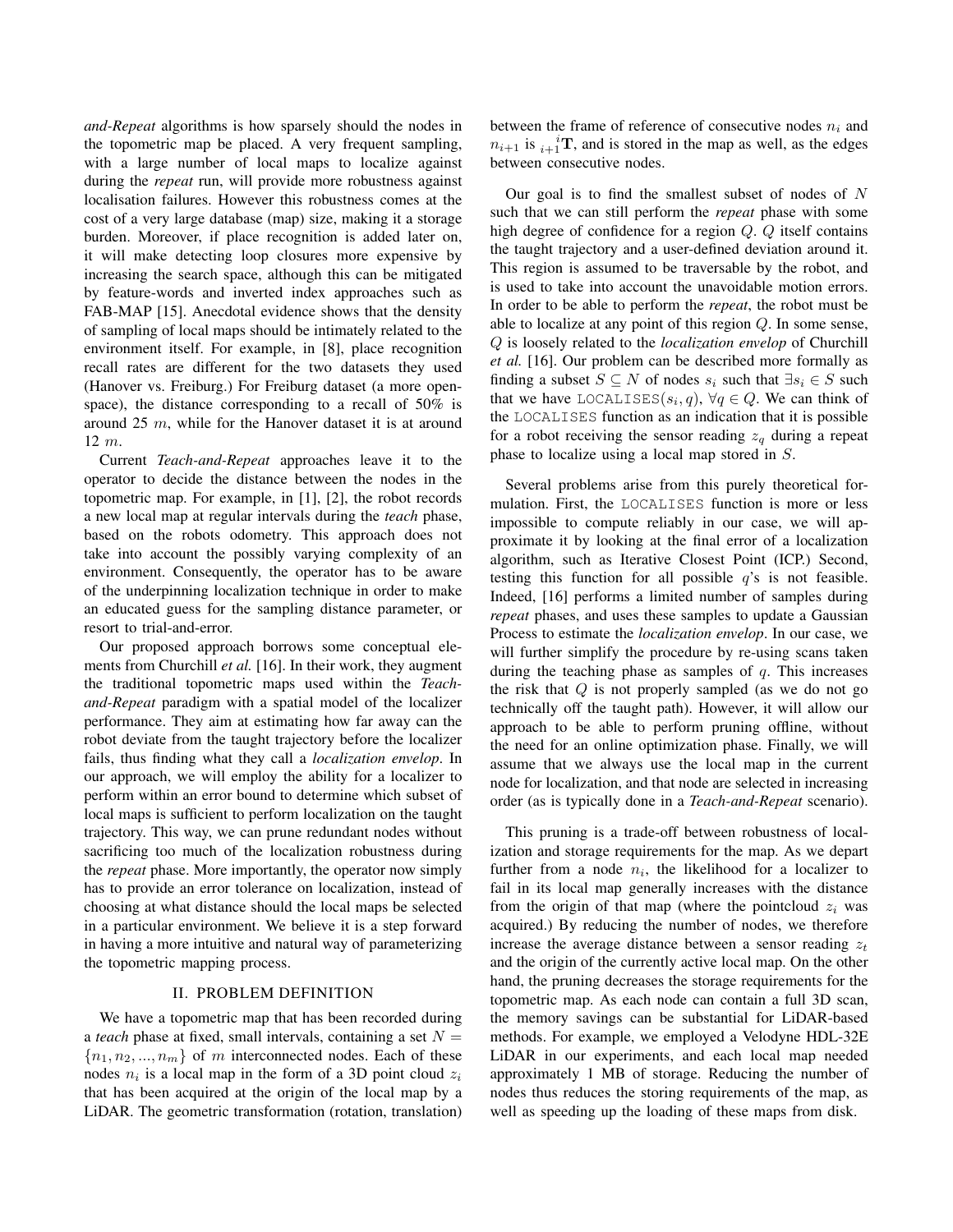*and-Repeat* algorithms is how sparsely should the nodes in the topometric map be placed. A very frequent sampling, with a large number of local maps to localize against during the *repeat* run, will provide more robustness against localisation failures. However this robustness comes at the cost of a very large database (map) size, making it a storage burden. Moreover, if place recognition is added later on, it will make detecting loop closures more expensive by increasing the search space, although this can be mitigated by feature-words and inverted index approaches such as FAB-MAP [15]. Anecdotal evidence shows that the density of sampling of local maps should be intimately related to the environment itself. For example, in [8], place recognition recall rates are different for the two datasets they used (Hanover vs. Freiburg.) For Freiburg dataset (a more open-space), the distance corresponding to a recall of 50% is around 25 $m$, while for the Hanover dataset it is at around 12 $m$.

Current *Teach-and-Repeat* approaches leave it to the operator to decide the distance between the nodes in the topometric map. For example, in [1], [2], the robot records a new local map at regular intervals during the *teach* phase, based on the robots odometry. This approach does not take into account the possibly varying complexity of an environment. Consequently, the operator has to be aware of the underpinning localization technique in order to make an educated guess for the sampling distance parameter, or resort to trial-and-error.

Our proposed approach borrows some conceptual elements from Churchill *et al.* [16]. In their work, they augment the traditional topometric maps used within the *Teach-and-Repeat* paradigm with a spatial model of the localizer performance. They aim at estimating how far away can the robot deviate from the taught trajectory before the localizer fails, thus finding what they call a *localization envelop*. In our approach, we will employ the ability for a localizer to perform within an error bound to determine which subset of local maps is sufficient to perform localization on the taught trajectory. This way, we can prune redundant nodes without sacrificing too much of the localization robustness during the *repeat* phase. More importantly, the operator now simply has to provide an error tolerance on localization, instead of choosing at what distance should the local maps be selected in a particular environment. We believe it is a step forward in having a more intuitive and natural way of parameterizing the topometric mapping process.

## II. PROBLEM DEFINITION

We have a topometric map that has been recorded during a *teach* phase at fixed, small intervals, containing a set $N = \{n_1, n_2, ..., n_m\}$ of $m$ interconnected nodes. Each of these nodes $n_i$ is a local map in the form of a 3D point cloud $z_i$ that has been acquired at the origin of the local map by a LiDAR. The geometric transformation (rotation, translation) between the frame of reference of consecutive nodes $n_i$ and $n_{i+1}$ is ${}^{i}_{i+1}\mathbf{T}$, and is stored in the map as well, as the edges between consecutive nodes.

Our goal is to find the smallest subset of nodes of $N$ such that we can still perform the *repeat* phase with some high degree of confidence for a region $Q$. $Q$ itself contains the taught trajectory and a user-defined deviation around it. This region is assumed to be traversable by the robot, and is used to take into account the unavoidable motion errors. In order to be able to perform the *repeat*, the robot must be able to localize at any point of this region $Q$. In some sense, $Q$ is loosely related to the *localization envelop* of Churchill *et al.* [16]. Our problem can be described more formally as finding a subset $S \subseteq N$ of nodes $s_i$ such that $\exists s_i \in S$ such that we have $\texttt{LOCALISES}(s_i, q)$, $\forall q \in Q$. We can think of the `LOCALISES` function as an indication that it is possible for a robot receiving the sensor reading $z_q$ during a repeat phase to localize using a local map stored in $S$.

Several problems arise from this purely theoretical formulation. First, the `LOCALISES` function is more or less impossible to compute reliably in our case, we will approximate it by looking at the final error of a localization algorithm, such as Iterative Closest Point (ICP.) Second, testing this function for all possible $q$'s is not feasible. Indeed, [16] performs a limited number of samples during *repeat* phases, and uses these samples to update a Gaussian Process to estimate the *localization envelop*. In our case, we will further simplify the procedure by re-using scans taken during the teaching phase as samples of $q$. This increases the risk that $Q$ is not properly sampled (as we do not go technically off the taught path). However, it will allow our approach to be able to perform pruning offline, without the need for an online optimization phase. Finally, we will assume that we always use the local map in the current node for localization, and that node are selected in increasing order (as is typically done in a *Teach-and-Repeat* scenario).

This pruning is a trade-off between robustness of localization and storage requirements for the map. As we depart further from a node $n_i$, the likelihood for a localizer to fail in its local map generally increases with the distance from the origin of that map (where the pointcloud $z_i$ was acquired.) By reducing the number of nodes, we therefore increase the average distance between a sensor reading $z_t$ and the origin of the currently active local map. On the other hand, the pruning decreases the storage requirements for the topometric map. As each node can contain a full 3D scan, the memory savings can be substantial for LiDAR-based methods. For example, we employed a Velodyne HDL-32E LiDAR in our experiments, and each local map needed approximately 1 MB of storage. Reducing the number of nodes thus reduces the storing requirements of the map, as well as speeding up the loading of these maps from disk.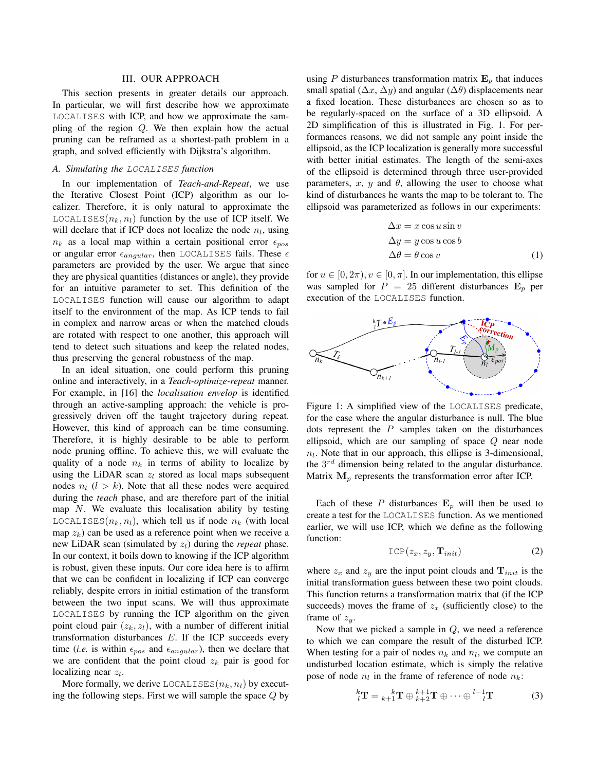## III. OUR APPROACH

This section presents in greater details our approach. In particular, we will first describe how we approximate LOCALISES with ICP, and how we approximate the sampling of the region $Q$. We then explain how the actual pruning can be reframed as a shortest-path problem in a graph, and solved efficiently with Dijkstra's algorithm.

### A. Simulating the LOCALISES function

In our implementation of *Teach-and-Repeat*, we use the Iterative Closest Point (ICP) algorithm as our localizer. Therefore, it is only natural to approximate the LOCALISES$(n_k, n_l)$ function by the use of ICP itself. We will declare that if ICP does not localize the node $n_l$, using $n_k$ as a local map within a certain positional error $\epsilon_{pos}$ or angular error $\epsilon_{angular}$, then LOCALISES fails. These $\epsilon$ parameters are provided by the user. We argue that since they are physical quantities (distances or angle), they provide for an intuitive parameter to set. This definition of the LOCALISES function will cause our algorithm to adapt itself to the environment of the map. As ICP tends to fail in complex and narrow areas or when the matched clouds are rotated with respect to one another, this approach will tend to detect such situations and keep the related nodes, thus preserving the general robustness of the map.

In an ideal situation, one could perform this pruning online and interactively, in a *Teach-optimize-repeat* manner. For example, in [16] the *localisation envelop* is identified through an active-sampling approach: the vehicle is progressively driven off the taught trajectory during repeat. However, this kind of approach can be time consuming. Therefore, it is highly desirable to be able to perform node pruning offline. To achieve this, we will evaluate the quality of a node $n_k$ in terms of ability to localize by using the LiDAR scan $z_l$ stored as local maps subsequent nodes $n_l$ $(l > k)$. Note that all these nodes were acquired during the *teach* phase, and are therefore part of the initial map $N$. We evaluate this localisation ability by testing LOCALISES$(n_k, n_l)$, which tell us if node $n_k$ (with local map $z_k$) can be used as a reference point when we receive a new LiDAR scan (simulated by $z_l$) during the *repeat* phase. In our context, it boils down to knowing if the ICP algorithm is robust, given these inputs. Our core idea here is to affirm that we can be confident in localizing if ICP can converge reliably, despite errors in initial estimation of the transform between the two input scans. We will thus approximate LOCALISES by running the ICP algorithm on the given point cloud pair $(z_k, z_l)$, with a number of different initial transformation disturbances $E$. If the ICP succeeds every time (*i.e.* is within $\epsilon_{pos}$ and $\epsilon_{angular}$), then we declare that we are confident that the point cloud $z_k$ pair is good for localizing near $z_l$.

More formally, we derive LOCALISES$(n_k, n_l)$ by executing the following steps. First we will sample the space $Q$ by using $P$ disturbances transformation matrix $\mathbf{E}_p$ that induces small spatial $(\Delta x, \Delta y)$ and angular $(\Delta\theta)$ displacements near a fixed location. These disturbances are chosen so as to be regularly-spaced on the surface of a 3D ellipsoid. A 2D simplification of this is illustrated in Fig. 1. For performances reasons, we did not sample any point inside the ellipsoid, as the ICP localization is generally more successful with better initial estimates. The length of the semi-axes of the ellipsoid is determined through three user-provided parameters, $x$, $y$ and $\theta$, allowing the user to choose what kind of disturbances he wants the map to be tolerant to. The ellipsoid was parameterized as follows in our experiments:

$$
\begin{aligned}
\Delta x &= x \cos u \sin v \\
\Delta y &= y \cos u \cos b \\
\Delta\theta &= \theta \cos v
\end{aligned}
\tag{1}
$$

for $u \in [0, 2\pi), v \in [0, \pi]$. In our implementation, this ellipse was sampled for $P = 25$ different disturbances $\mathbf{E}_p$ per execution of the LOCALISES function.

Figure 1: A simplified view of the LOCALISES predicate, for the case where the angular disturbance is null. The blue dots represent the $P$ samples taken on the disturbances ellipsoid, which are our sampling of space $Q$ near node $n_l$. Note that in our approach, this ellipse is 3-dimensional, the $3^{rd}$ dimension being related to the angular disturbance. Matrix $\mathbf{M}_p$ represents the transformation error after ICP.

Each of these $P$ disturbances $\mathbf{E}_p$ will then be used to create a test for the LOCALISES function. As we mentioned earlier, we will use ICP, which we define as the following function:

$$
\text{ICP}(z_x, z_y, \mathbf{T}_{init}) \tag{2}
$$

where $z_x$ and $z_y$ are the input point clouds and $\mathbf{T}_{init}$ is the initial transformation guess between these two point clouds. This function returns a transformation matrix that (if the ICP succeeds) moves the frame of $z_x$ (sufficiently close) to the frame of $z_y$.

Now that we picked a sample in $Q$, we need a reference to which we can compare the result of the disturbed ICP. When testing for a pair of nodes $n_k$ and $n_l$, we compute an undisturbed location estimate, which is simply the relative pose of node $n_l$ in the frame of reference of node $n_k$:

$$
{}^{k}_{l}\mathbf{T} = {}^{k}_{k+1}\mathbf{T} \oplus {}^{k+1}_{k+2}\mathbf{T} \oplus \cdots \oplus {}^{l-1}_{l}\mathbf{T} \tag{3}
$$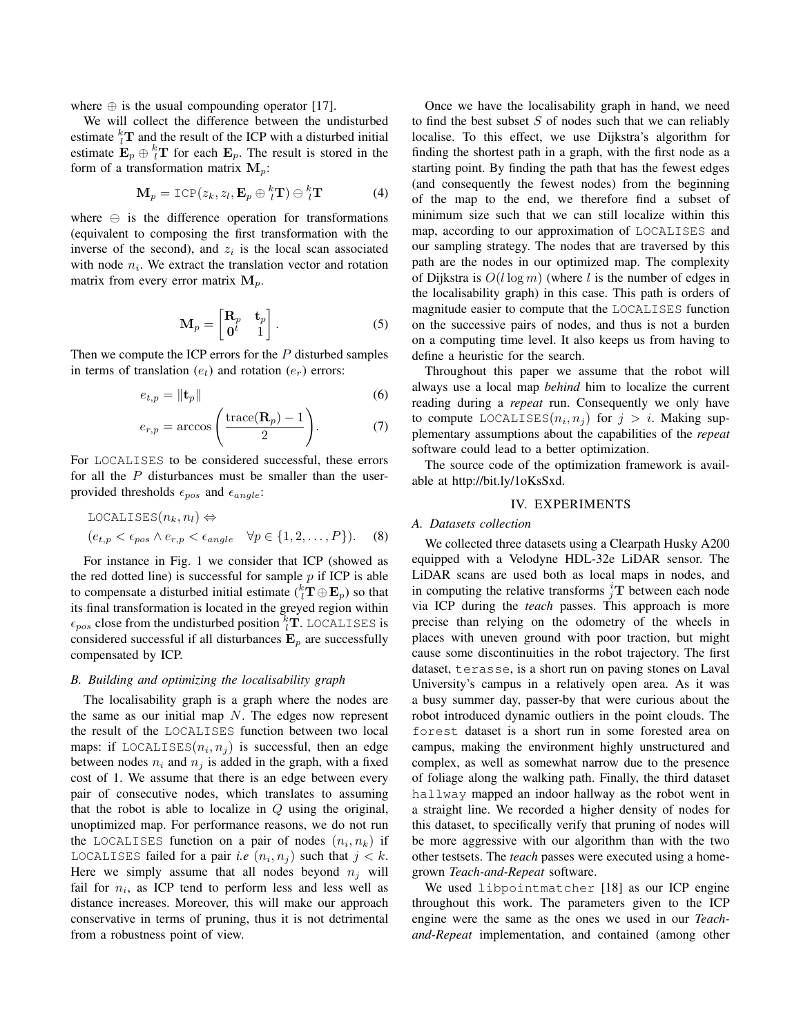where $\oplus$ is the usual compounding operator [17].

We will collect the difference between the undisturbed estimate ${}^k_l\mathbf{T}$ and the result of the ICP with a disturbed initial estimate $\mathbf{E}_p \oplus {}^k_l\mathbf{T}$ for each $\mathbf{E}_p$. The result is stored in the form of a transformation matrix $\mathbf{M}_p$:

$$\mathbf{M}_p = \texttt{ICP}(z_k, z_l, \mathbf{E}_p \oplus {}^k_l\mathbf{T}) \ominus {}^k_l\mathbf{T} \tag{4}$$

where $\ominus$ is the difference operation for transformations (equivalent to composing the first transformation with the inverse of the second), and $z_i$ is the local scan associated with node $n_i$. We extract the translation vector and rotation matrix from every error matrix $\mathbf{M}_p$.

$$\mathbf{M}_p = \begin{bmatrix} \mathbf{R}_p & \mathbf{t}_p \\ \mathbf{0}^t & 1 \end{bmatrix}. \tag{5}$$

Then we compute the ICP errors for the $P$ disturbed samples in terms of translation ($e_t$) and rotation ($e_r$) errors:

$$e_{t,p} = \|\mathbf{t}_p\| \tag{6}$$

$$e_{r,p} = \arccos\left(\frac{\text{trace}(\mathbf{R}_p) - 1}{2}\right). \tag{7}$$

For LOCALISES to be considered successful, these errors for all the $P$ disturbances must be smaller than the user-provided thresholds $\epsilon_{pos}$ and $\epsilon_{angle}$:

$$\begin{aligned} &\texttt{LOCALISES}(n_k, n_l) \Leftrightarrow \\ &(e_{t,p} < \epsilon_{pos} \land e_{r,p} < \epsilon_{angle} \quad \forall p \in \{1, 2, \ldots, P\}). \end{aligned} \tag{8}$$

For instance in Fig. 1 we consider that ICP (showed as the red dotted line) is successful for sample $p$ if ICP is able to compensate a disturbed initial estimate (${}^k_l\mathbf{T} \oplus \mathbf{E}_p$) so that its final transformation is located in the greyed region within $\epsilon_{pos}$ close from the undisturbed position ${}^k_l\mathbf{T}$. LOCALISES is considered successful if all disturbances $\mathbf{E}_p$ are successfully compensated by ICP.

### B. Building and optimizing the localisability graph

The localisability graph is a graph where the nodes are the same as our initial map $N$. The edges now represent the result of the LOCALISES function between two local maps: if LOCALISES$(n_i, n_j)$ is successful, then an edge between nodes $n_i$ and $n_j$ is added in the graph, with a fixed cost of 1. We assume that there is an edge between every pair of consecutive nodes, which translates to assuming that the robot is able to localize in $Q$ using the original, unoptimized map. For performance reasons, we do not run the LOCALISES function on a pair of nodes $(n_i, n_k)$ if LOCALISES failed for a pair *i.e* $(n_i, n_j)$ such that $j < k$. Here we simply assume that all nodes beyond $n_j$ will fail for $n_i$, as ICP tend to perform less and less well as distance increases. Moreover, this will make our approach conservative in terms of pruning, thus it is not detrimental from a robustness point of view.

Once we have the localisability graph in hand, we need to find the best subset $S$ of nodes such that we can reliably localise. To this effect, we use Dijkstra's algorithm for finding the shortest path in a graph, with the first node as a starting point. By finding the path that has the fewest edges (and consequently the fewest nodes) from the beginning of the map to the end, we therefore find a subset of minimum size such that we can still localize within this map, according to our approximation of LOCALISES and our sampling strategy. The nodes that are traversed by this path are the nodes in our optimized map. The complexity of Dijkstra is $O(l \log m)$ (where $l$ is the number of edges in the localisability graph) in this case. This path is orders of magnitude easier to compute that the LOCALISES function on the successive pairs of nodes, and thus is not a burden on a computing time level. It also keeps us from having to define a heuristic for the search.

Throughout this paper we assume that the robot will always use a local map *behind* him to localize the current reading during a *repeat* run. Consequently we only have to compute LOCALISES$(n_i, n_j)$ for $j > i$. Making supplementary assumptions about the capabilities of the *repeat* software could lead to a better optimization.

The source code of the optimization framework is available at http://bit.ly/1oKsSxd.

## IV. EXPERIMENTS

### A. Datasets collection

We collected three datasets using a Clearpath Husky A200 equipped with a Velodyne HDL-32e LiDAR sensor. The LiDAR scans are used both as local maps in nodes, and in computing the relative transforms ${}^i_j\mathbf{T}$ between each node via ICP during the *teach* passes. This approach is more precise than relying on the odometry of the wheels in places with uneven ground with poor traction, but might cause some discontinuities in the robot trajectory. The first dataset, terasse, is a short run on paving stones on Laval University's campus in a relatively open area. As it was a busy summer day, passer-by that were curious about the robot introduced dynamic outliers in the point clouds. The forest dataset is a short run in some forested area on campus, making the environment highly unstructured and complex, as well as somewhat narrow due to the presence of foliage along the walking path. Finally, the third dataset hallway mapped an indoor hallway as the robot went in a straight line. We recorded a higher density of nodes for this dataset, to specifically verify that pruning of nodes will be more aggressive with our algorithm than with the two other testsets. The *teach* passes were executed using a home-grown *Teach-and-Repeat* software.

We used libpointmatcher [18] as our ICP engine throughout this work. The parameters given to the ICP engine were the same as the ones we used in our *Teach-and-Repeat* implementation, and contained (among other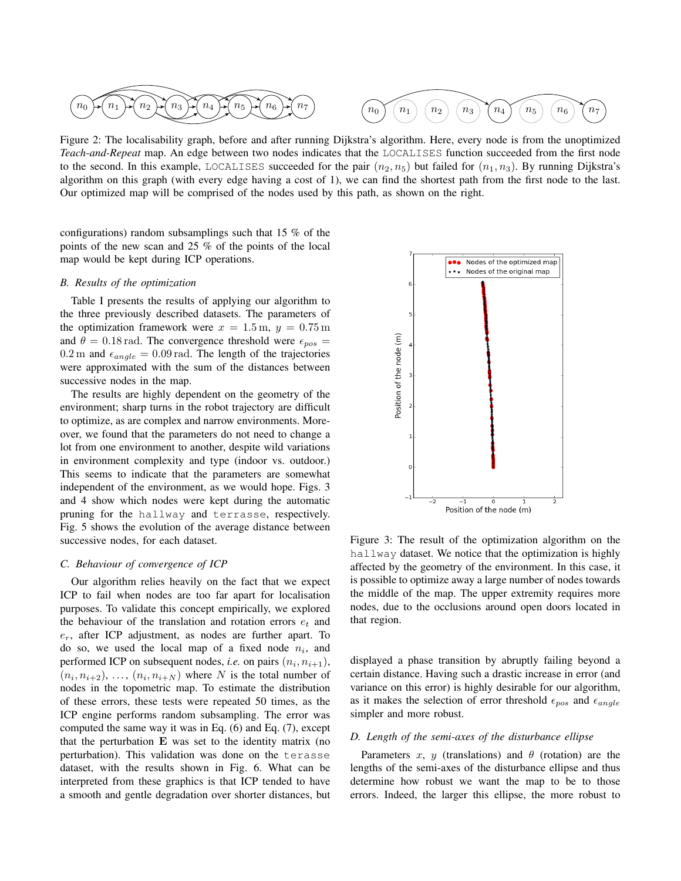Figure 2: The localisability graph, before and after running Dijkstra's algorithm. Here, every node is from the unoptimized *Teach-and-Repeat* map. An edge between two nodes indicates that the LOCALISES function succeeded from the first node to the second. In this example, LOCALISES succeeded for the pair $(n_2, n_5)$ but failed for $(n_1, n_3)$. By running Dijkstra's algorithm on this graph (with every edge having a cost of 1), we can find the shortest path from the first node to the last. Our optimized map will be comprised of the nodes used by this path, as shown on the right.

configurations) random subsamplings such that 15 % of the points of the new scan and 25 % of the points of the local map would be kept during ICP operations.

### B. Results of the optimization

Table I presents the results of applying our algorithm to the three previously described datasets. The parameters of the optimization framework were $x = 1.5\,\text{m}$, $y = 0.75\,\text{m}$ and $\theta = 0.18\,\text{rad}$. The convergence threshold were $\epsilon_{pos} = 0.2\,\text{m}$ and $\epsilon_{angle} = 0.09\,\text{rad}$. The length of the trajectories were approximated with the sum of the distances between successive nodes in the map.

The results are highly dependent on the geometry of the environment; sharp turns in the robot trajectory are difficult to optimize, as are complex and narrow environments. Moreover, we found that the parameters do not need to change a lot from one environment to another, despite wild variations in environment complexity and type (indoor vs. outdoor.) This seems to indicate that the parameters are somewhat independent of the environment, as we would hope. Figs. 3 and 4 show which nodes were kept during the automatic pruning for the hallway and terrasse, respectively. Fig. 5 shows the evolution of the average distance between successive nodes, for each dataset.

### C. Behaviour of convergence of ICP

Our algorithm relies heavily on the fact that we expect ICP to fail when nodes are too far apart for localisation purposes. To validate this concept empirically, we explored the behaviour of the translation and rotation errors $e_t$ and $e_r$, after ICP adjustment, as nodes are further apart. To do so, we used the local map of a fixed node $n_i$, and performed ICP on subsequent nodes, *i.e.* on pairs $(n_i, n_{i+1})$, $(n_i, n_{i+2})$, ..., $(n_i, n_{i+N})$ where $N$ is the total number of nodes in the topometric map. To estimate the distribution of these errors, these tests were repeated 50 times, as the ICP engine performs random subsampling. The error was computed the same way it was in Eq. (6) and Eq. (7), except that the perturbation $\mathbf{E}$ was set to the identity matrix (no perturbation). This validation was done on the terasse dataset, with the results shown in Fig. 6. What can be interpreted from these graphics is that ICP tended to have a smooth and gentle degradation over shorter distances, but displayed a phase transition by abruptly failing beyond a certain distance. Having such a drastic increase in error (and variance on this error) is highly desirable for our algorithm, as it makes the selection of error threshold $\epsilon_{pos}$ and $\epsilon_{angle}$ simpler and more robust.

Figure 3: The result of the optimization algorithm on the hallway dataset. We notice that the optimization is highly affected by the geometry of the environment. In this case, it is possible to optimize away a large number of nodes towards the middle of the map. The upper extremity requires more nodes, due to the occlusions around open doors located in that region.

### D. Length of the semi-axes of the disturbance ellipse

Parameters $x$, $y$ (translations) and $\theta$ (rotation) are the lengths of the semi-axes of the disturbance ellipse and thus determine how robust we want the map to be to those errors. Indeed, the larger this ellipse, the more robust to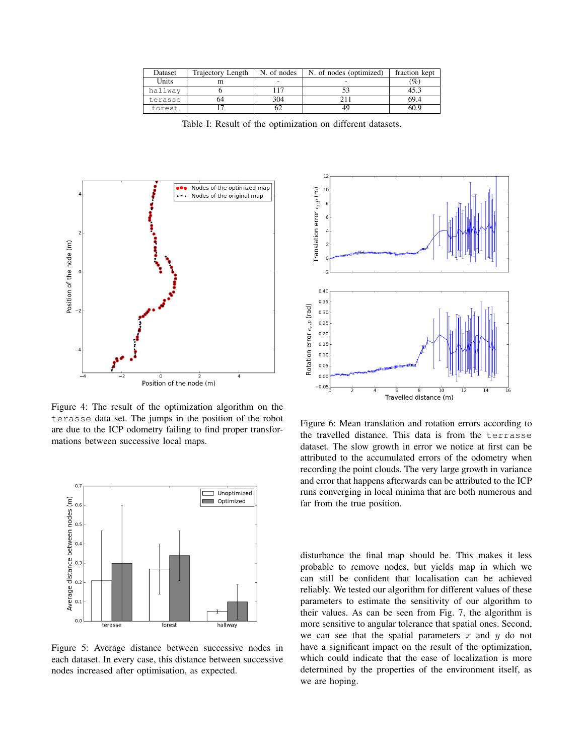| Dataset | Trajectory Length | N. of nodes | N. of nodes (optimized) | fraction kept |
|---|---|---|---|---|
| Units | m | - | - | (%) |
| hallway | 6 | 117 | 53 | 45.3 |
| terasse | 64 | 304 | 211 | 69.4 |
| forest | 17 | 62 | 49 | 60.9 |

Table I: Result of the optimization on different datasets.

Figure 4: The result of the optimization algorithm on the terasse data set. The jumps in the position of the robot are due to the ICP odometry failing to find proper transformations between successive local maps.

Figure 5: Average distance between successive nodes in each dataset. In every case, this distance between successive nodes increased after optimisation, as expected.

Figure 6: Mean translation and rotation errors according to the travelled distance. This data is from the terrasse dataset. The slow growth in error we notice at first can be attributed to the accumulated errors of the odometry when recording the point clouds. The very large growth in variance and error that happens afterwards can be attributed to the ICP runs converging in local minima that are both numerous and far from the true position.

disturbance the final map should be. This makes it less probable to remove nodes, but yields map in which we can still be confident that localisation can be achieved reliably. We tested our algorithm for different values of these parameters to estimate the sensitivity of our algorithm to their values. As can be seen from Fig. 7, the algorithm is more sensitive to angular tolerance that spatial ones. Second, we can see that the spatial parameters $x$ and $y$ do not have a significant impact on the result of the optimization, which could indicate that the ease of localization is more determined by the properties of the environment itself, as we are hoping.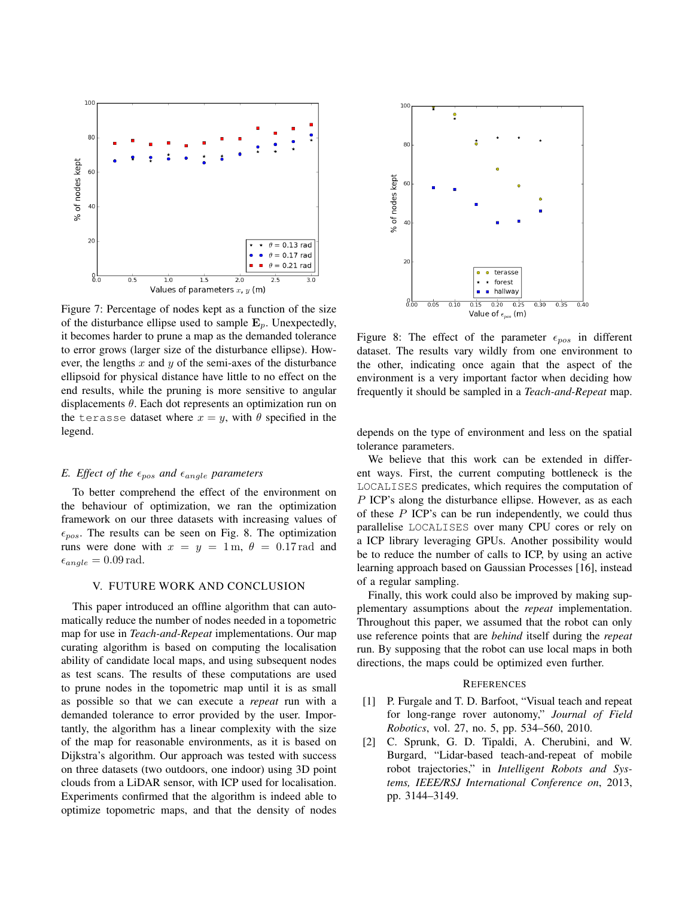Figure 7: Percentage of nodes kept as a function of the size of the disturbance ellipse used to sample $\mathbf{E}_p$. Unexpectedly, it becomes harder to prune a map as the demanded tolerance to error grows (larger size of the disturbance ellipse). However, the lengths $x$ and $y$ of the semi-axes of the disturbance ellipsoid for physical distance have little to no effect on the end results, while the pruning is more sensitive to angular displacements $\theta$. Each dot represents an optimization run on the `terasse` dataset where $x = y$, with $\theta$ specified in the legend.

### E. Effect of the $\epsilon_{pos}$ and $\epsilon_{angle}$ parameters

To better comprehend the effect of the environment on the behaviour of optimization, we ran the optimization framework on our three datasets with increasing values of $\epsilon_{pos}$. The results can be seen on Fig. 8. The optimization runs were done with $x = y = 1\,\text{m}$, $\theta = 0.17\,\text{rad}$ and $\epsilon_{angle} = 0.09\,\text{rad}$.

## V. FUTURE WORK AND CONCLUSION

This paper introduced an offline algorithm that can automatically reduce the number of nodes needed in a topometric map for use in *Teach-and-Repeat* implementations. Our map curating algorithm is based on computing the localisation ability of candidate local maps, and using subsequent nodes as test scans. The results of these computations are used to prune nodes in the topometric map until it is as small as possible so that we can execute a *repeat* run with a demanded tolerance to error provided by the user. Importantly, the algorithm has a linear complexity with the size of the map for reasonable environments, as it is based on Dijkstra's algorithm. Our approach was tested with success on three datasets (two outdoors, one indoor) using 3D point clouds from a LiDAR sensor, with ICP used for localisation. Experiments confirmed that the algorithm is indeed able to optimize topometric maps, and that the density of nodes depends on the type of environment and less on the spatial tolerance parameters.

Figure 8: The effect of the parameter $\epsilon_{pos}$ in different dataset. The results vary wildly from one environment to the other, indicating once again that the aspect of the environment is a very important factor when deciding how frequently it should be sampled in a *Teach-and-Repeat* map.

We believe that this work can be extended in different ways. First, the current computing bottleneck is the `LOCALISES` predicates, which requires the computation of $P$ ICP's along the disturbance ellipse. However, as as each of these $P$ ICP's can be run independently, we could thus parallelise `LOCALISES` over many CPU cores or rely on a ICP library leveraging GPUs. Another possibility would be to reduce the number of calls to ICP, by using an active learning approach based on Gaussian Processes [16], instead of a regular sampling.

Finally, this work could also be improved by making supplementary assumptions about the *repeat* implementation. Throughout this paper, we assumed that the robot can only use reference points that are *behind* itself during the *repeat* run. By supposing that the robot can use local maps in both directions, the maps could be optimized even further.

## REFERENCES

[1] P. Furgale and T. D. Barfoot, "Visual teach and repeat for long-range rover autonomy," *Journal of Field Robotics*, vol. 27, no. 5, pp. 534–560, 2010.

[2] C. Sprunk, G. D. Tipaldi, A. Cherubini, and W. Burgard, "Lidar-based teach-and-repeat of mobile robot trajectories," in *Intelligent Robots and Systems, IEEE/RSJ International Conference on*, 2013, pp. 3144–3149.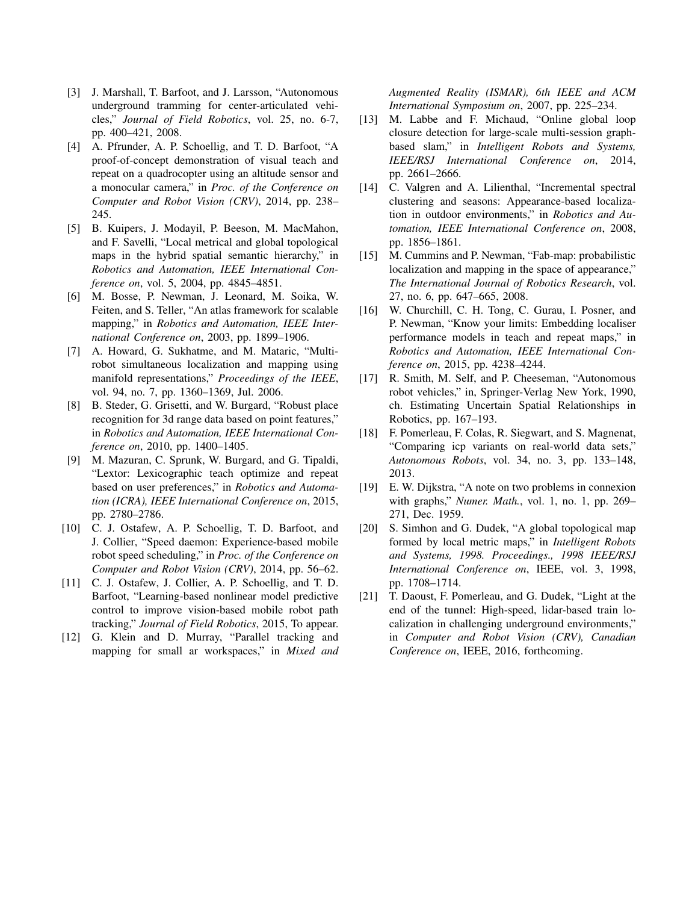- [3] J. Marshall, T. Barfoot, and J. Larsson, "Autonomous underground tramming for center-articulated vehicles," *Journal of Field Robotics*, vol. 25, no. 6-7, pp. 400–421, 2008.
- [4] A. Pfrunder, A. P. Schoellig, and T. D. Barfoot, "A proof-of-concept demonstration of visual teach and repeat on a quadrocopter using an altitude sensor and a monocular camera," in *Proc. of the Conference on Computer and Robot Vision (CRV)*, 2014, pp. 238–245.
- [5] B. Kuipers, J. Modayil, P. Beeson, M. MacMahon, and F. Savelli, "Local metrical and global topological maps in the hybrid spatial semantic hierarchy," in *Robotics and Automation, IEEE International Conference on*, vol. 5, 2004, pp. 4845–4851.
- [6] M. Bosse, P. Newman, J. Leonard, M. Soika, W. Feiten, and S. Teller, "An atlas framework for scalable mapping," in *Robotics and Automation, IEEE International Conference on*, 2003, pp. 1899–1906.
- [7] A. Howard, G. Sukhatme, and M. Mataric, "Multi-robot simultaneous localization and mapping using manifold representations," *Proceedings of the IEEE*, vol. 94, no. 7, pp. 1360–1369, Jul. 2006.
- [8] B. Steder, G. Grisetti, and W. Burgard, "Robust place recognition for 3d range data based on point features," in *Robotics and Automation, IEEE International Conference on*, 2010, pp. 1400–1405.
- [9] M. Mazuran, C. Sprunk, W. Burgard, and G. Tipaldi, "Lextor: Lexicographic teach optimize and repeat based on user preferences," in *Robotics and Automation (ICRA), IEEE International Conference on*, 2015, pp. 2780–2786.
- [10] C. J. Ostafew, A. P. Schoellig, T. D. Barfoot, and J. Collier, "Speed daemon: Experience-based mobile robot speed scheduling," in *Proc. of the Conference on Computer and Robot Vision (CRV)*, 2014, pp. 56–62.
- [11] C. J. Ostafew, J. Collier, A. P. Schoellig, and T. D. Barfoot, "Learning-based nonlinear model predictive control to improve vision-based mobile robot path tracking," *Journal of Field Robotics*, 2015, To appear.
- [12] G. Klein and D. Murray, "Parallel tracking and mapping for small ar workspaces," in *Mixed and Augmented Reality (ISMAR), 6th IEEE and ACM International Symposium on*, 2007, pp. 225–234.
- [13] M. Labbe and F. Michaud, "Online global loop closure detection for large-scale multi-session graph-based slam," in *Intelligent Robots and Systems, IEEE/RSJ International Conference on*, 2014, pp. 2661–2666.
- [14] C. Valgren and A. Lilienthal, "Incremental spectral clustering and seasons: Appearance-based localization in outdoor environments," in *Robotics and Automation, IEEE International Conference on*, 2008, pp. 1856–1861.
- [15] M. Cummins and P. Newman, "Fab-map: probabilistic localization and mapping in the space of appearance," *The International Journal of Robotics Research*, vol. 27, no. 6, pp. 647–665, 2008.
- [16] W. Churchill, C. H. Tong, C. Gurau, I. Posner, and P. Newman, "Know your limits: Embedding localiser performance models in teach and repeat maps," in *Robotics and Automation, IEEE International Conference on*, 2015, pp. 4238–4244.
- [17] R. Smith, M. Self, and P. Cheeseman, "Autonomous robot vehicles," in, Springer-Verlag New York, 1990, ch. Estimating Uncertain Spatial Relationships in Robotics, pp. 167–193.
- [18] F. Pomerleau, F. Colas, R. Siegwart, and S. Magnenat, "Comparing icp variants on real-world data sets," *Autonomous Robots*, vol. 34, no. 3, pp. 133–148, 2013.
- [19] E. W. Dijkstra, "A note on two problems in connexion with graphs," *Numer. Math.*, vol. 1, no. 1, pp. 269–271, Dec. 1959.
- [20] S. Simhon and G. Dudek, "A global topological map formed by local metric maps," in *Intelligent Robots and Systems, 1998. Proceedings., 1998 IEEE/RSJ International Conference on*, IEEE, vol. 3, 1998, pp. 1708–1714.
- [21] T. Daoust, F. Pomerleau, and G. Dudek, "Light at the end of the tunnel: High-speed, lidar-based train localization in challenging underground environments," in *Computer and Robot Vision (CRV), Canadian Conference on*, IEEE, 2016, forthcoming.